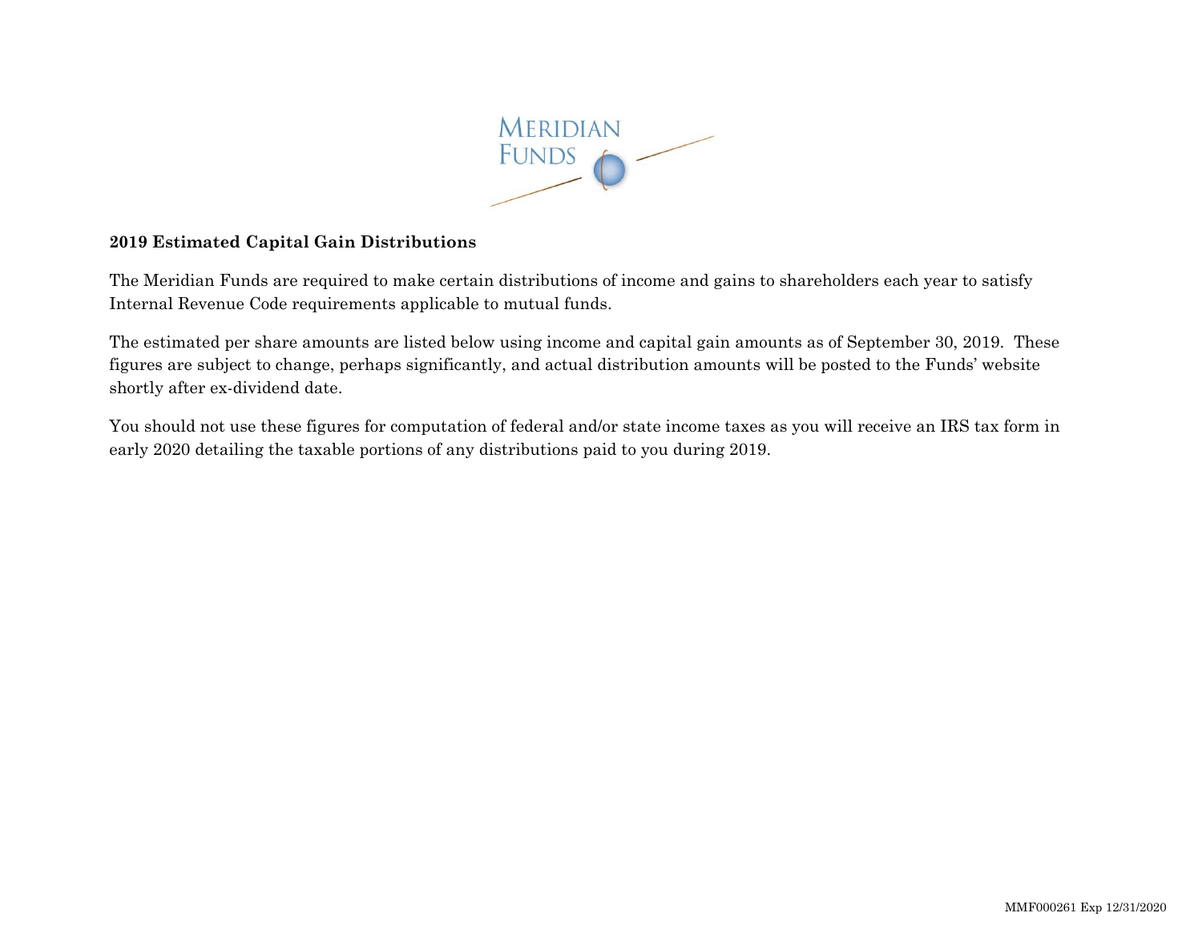**2019 Estimated Capital Gain Distributions**

The Meridian Funds are required to make certain distributions of income and gains to shareholders each year to satisfy Internal Revenue Code requirements applicable to mutual funds.

The estimated per share amounts are listed below using income and capital gain amounts as of September 30, 2019. These figures are subject to change, perhaps significantly, and actual distribution amounts will be posted to the Funds' website shortly after ex-dividend date.

You should not use these figures for computation of federal and/or state income taxes as you will receive an IRS tax form in early 2020 detailing the taxable portions of any distributions paid to you during 2019.

MMF000261 Exp 12/31/2020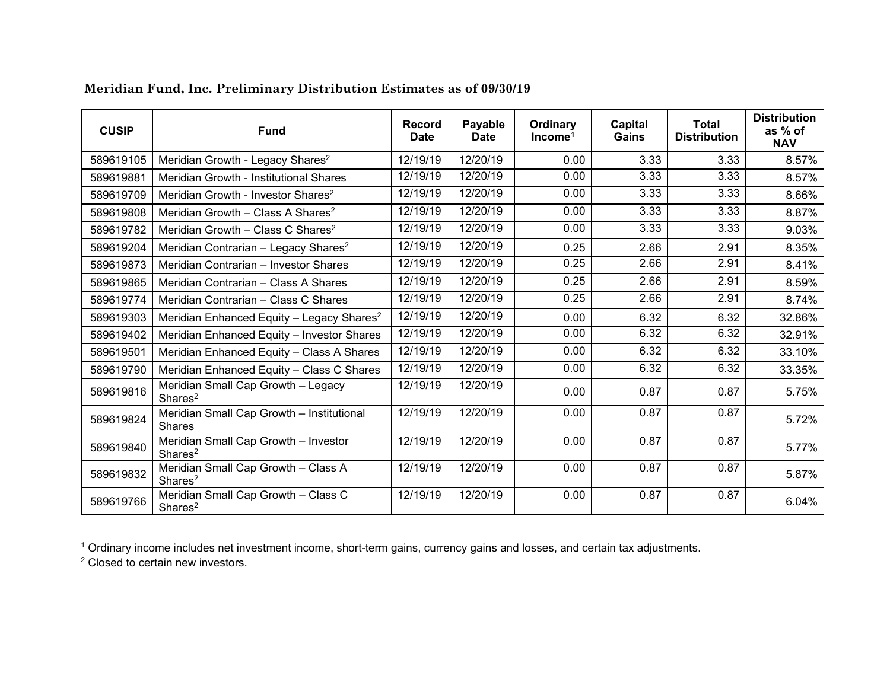**Meridian Fund, Inc. Preliminary Distribution Estimates as of 09/30/19**

| CUSIP | Fund | Record Date | Payable Date | Ordinary Income[1] | Capital Gains | Total Distribution | Distribution as % of NAV |
|---|---|---|---|---|---|---|---|
| 589619105 | Meridian Growth - Legacy Shares[2] | 12/19/19 | 12/20/19 | 0.00 | 3.33 | 3.33 | 8.57% |
| 589619881 | Meridian Growth - Institutional Shares | 12/19/19 | 12/20/19 | 0.00 | 3.33 | 3.33 | 8.57% |
| 589619709 | Meridian Growth - Investor Shares[2] | 12/19/19 | 12/20/19 | 0.00 | 3.33 | 3.33 | 8.66% |
| 589619808 | Meridian Growth – Class A Shares[2] | 12/19/19 | 12/20/19 | 0.00 | 3.33 | 3.33 | 8.87% |
| 589619782 | Meridian Growth – Class C Shares[2] | 12/19/19 | 12/20/19 | 0.00 | 3.33 | 3.33 | 9.03% |
| 589619204 | Meridian Contrarian – Legacy Shares[2] | 12/19/19 | 12/20/19 | 0.25 | 2.66 | 2.91 | 8.35% |
| 589619873 | Meridian Contrarian – Investor Shares | 12/19/19 | 12/20/19 | 0.25 | 2.66 | 2.91 | 8.41% |
| 589619865 | Meridian Contrarian – Class A Shares | 12/19/19 | 12/20/19 | 0.25 | 2.66 | 2.91 | 8.59% |
| 589619774 | Meridian Contrarian – Class C Shares | 12/19/19 | 12/20/19 | 0.25 | 2.66 | 2.91 | 8.74% |
| 589619303 | Meridian Enhanced Equity – Legacy Shares[2] | 12/19/19 | 12/20/19 | 0.00 | 6.32 | 6.32 | 32.86% |
| 589619402 | Meridian Enhanced Equity – Investor Shares | 12/19/19 | 12/20/19 | 0.00 | 6.32 | 6.32 | 32.91% |
| 589619501 | Meridian Enhanced Equity – Class A Shares | 12/19/19 | 12/20/19 | 0.00 | 6.32 | 6.32 | 33.10% |
| 589619790 | Meridian Enhanced Equity – Class C Shares | 12/19/19 | 12/20/19 | 0.00 | 6.32 | 6.32 | 33.35% |
| 589619816 | Meridian Small Cap Growth – Legacy Shares[2] | 12/19/19 | 12/20/19 | 0.00 | 0.87 | 0.87 | 5.75% |
| 589619824 | Meridian Small Cap Growth – Institutional Shares | 12/19/19 | 12/20/19 | 0.00 | 0.87 | 0.87 | 5.72% |
| 589619840 | Meridian Small Cap Growth – Investor Shares[2] | 12/19/19 | 12/20/19 | 0.00 | 0.87 | 0.87 | 5.77% |
| 589619832 | Meridian Small Cap Growth – Class A Shares[2] | 12/19/19 | 12/20/19 | 0.00 | 0.87 | 0.87 | 5.87% |
| 589619766 | Meridian Small Cap Growth – Class C Shares[2] | 12/19/19 | 12/20/19 | 0.00 | 0.87 | 0.87 | 6.04% |

[1] Ordinary income includes net investment income, short-term gains, currency gains and losses, and certain tax adjustments.

[2] Closed to certain new investors.